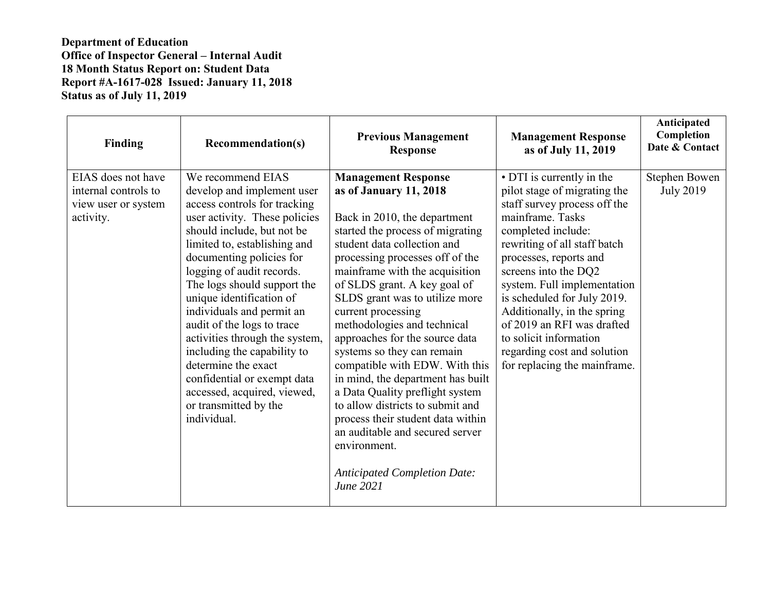**Department of Education**
**Office of Inspector General – Internal Audit**
**18 Month Status Report on: Student Data**
**Report #A-1617-028 Issued: January 11, 2018**
**Status as of July 11, 2019**

| Finding | Recommendation(s) | Previous Management Response | Management Response as of July 11, 2019 | Anticipated Completion Date & Contact |
|---|---|---|---|---|
| EIAS does not have internal controls to view user or system activity. | We recommend EIAS develop and implement user access controls for tracking user activity. These policies should include, but not be limited to, establishing and documenting policies for logging of audit records. The logs should support the unique identification of individuals and permit an audit of the logs to trace activities through the system, including the capability to determine the exact confidential or exempt data accessed, acquired, viewed, or transmitted by the individual. | **Management Response as of January 11, 2018**<br><br>Back in 2010, the department started the process of migrating student data collection and processing processes off of the mainframe with the acquisition of SLDS grant. A key goal of SLDS grant was to utilize more current processing methodologies and technical approaches for the source data systems so they can remain compatible with EDW. With this in mind, the department has built a Data Quality preflight system to allow districts to submit and process their student data within an auditable and secured server environment.<br><br>*Anticipated Completion Date: June 2021* | • DTI is currently in the pilot stage of migrating the staff survey process off the mainframe. Tasks completed include: rewriting of all staff batch processes, reports and screens into the DQ2 system. Full implementation is scheduled for July 2019. Additionally, in the spring of 2019 an RFI was drafted to solicit information regarding cost and solution for replacing the mainframe. | Stephen Bowen<br>July 2019 |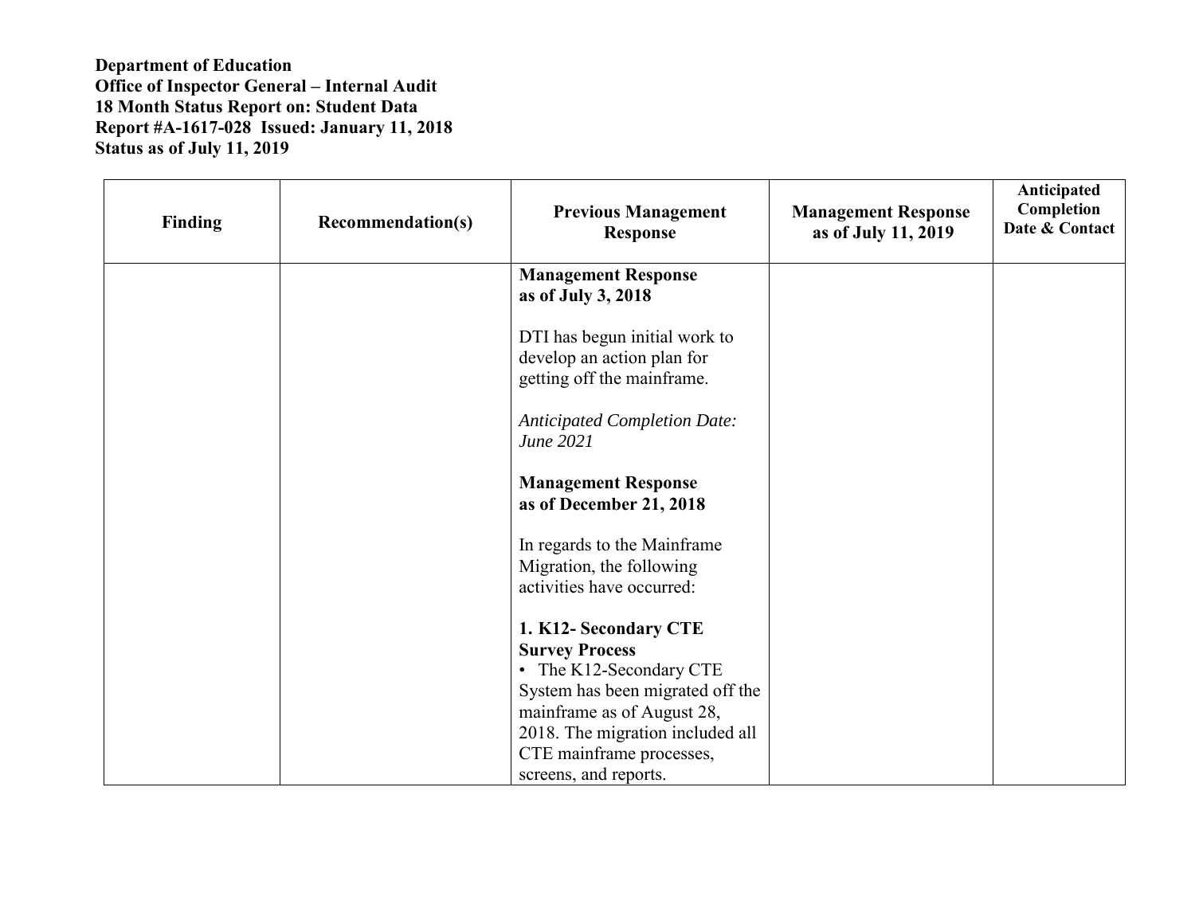**Department of Education**
**Office of Inspector General – Internal Audit**
**18 Month Status Report on: Student Data**
**Report #A-1617-028 Issued: January 11, 2018**
**Status as of July 11, 2019**

| Finding | Recommendation(s) | Previous Management Response | Management Response as of July 11, 2019 | Anticipated Completion Date & Contact |
|---|---|---|---|---|
| | | **Management Response as of July 3, 2018**<br><br>DTI has begun initial work to develop an action plan for getting off the mainframe.<br><br>*Anticipated Completion Date: June 2021*<br><br>**Management Response as of December 21, 2018**<br><br>In regards to the Mainframe Migration, the following activities have occurred:<br><br>**1. K12- Secondary CTE Survey Process**<br>• The K12-Secondary CTE System has been migrated off the mainframe as of August 28, 2018. The migration included all CTE mainframe processes, screens, and reports. | | |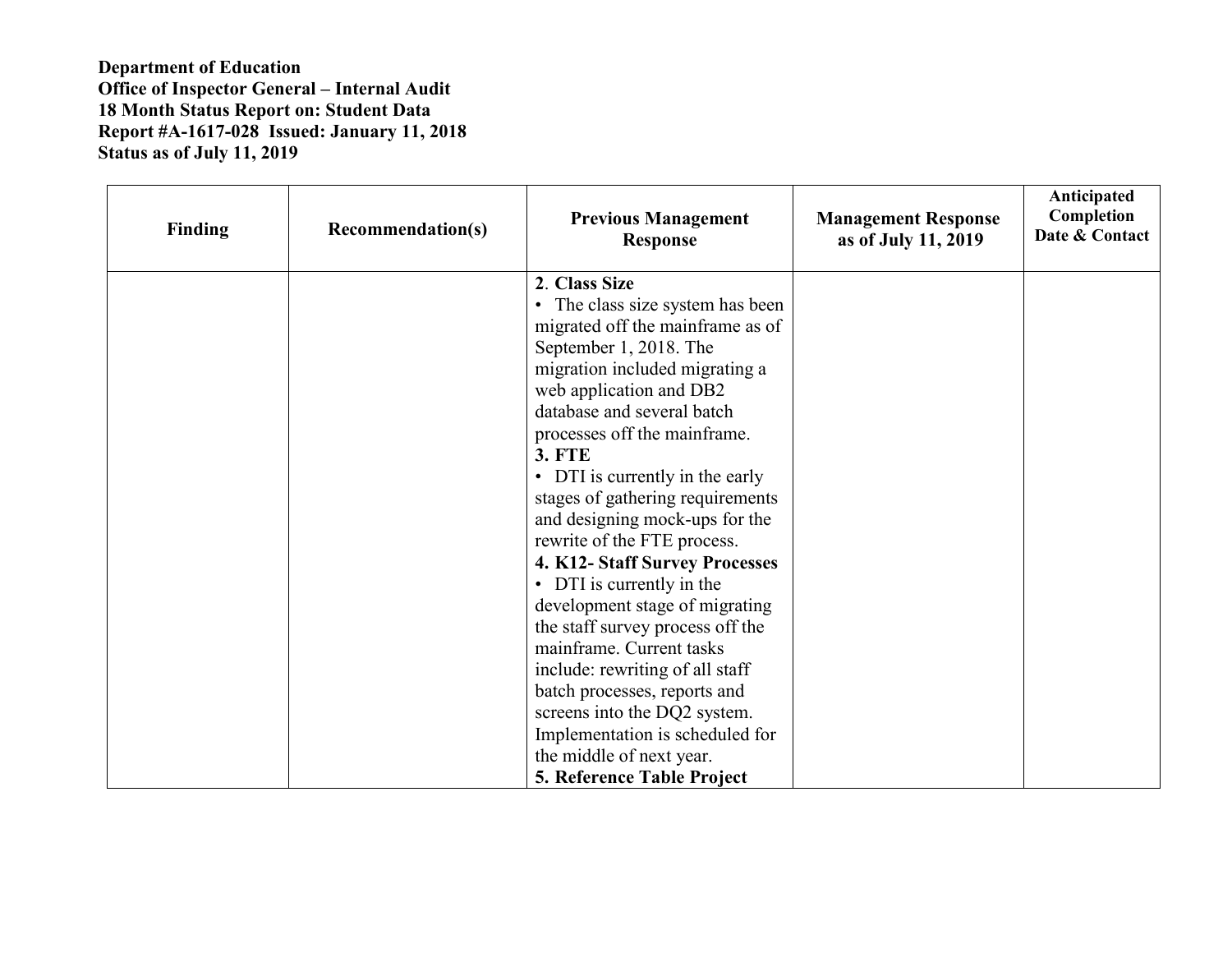**Department of Education**
**Office of Inspector General – Internal Audit**
**18 Month Status Report on: Student Data**
**Report #A-1617-028 Issued: January 11, 2018**
**Status as of July 11, 2019**

| Finding | Recommendation(s) | Previous Management Response | Management Response as of July 11, 2019 | Anticipated Completion Date & Contact |
|---|---|---|---|---|
| | | **2. Class Size**<br>• The class size system has been migrated off the mainframe as of September 1, 2018. The migration included migrating a web application and DB2 database and several batch processes off the mainframe.<br>**3. FTE**<br>• DTI is currently in the early stages of gathering requirements and designing mock-ups for the rewrite of the FTE process.<br>**4. K12- Staff Survey Processes**<br>• DTI is currently in the development stage of migrating the staff survey process off the mainframe. Current tasks include: rewriting of all staff batch processes, reports and screens into the DQ2 system. Implementation is scheduled for the middle of next year.<br>**5. Reference Table Project** | | |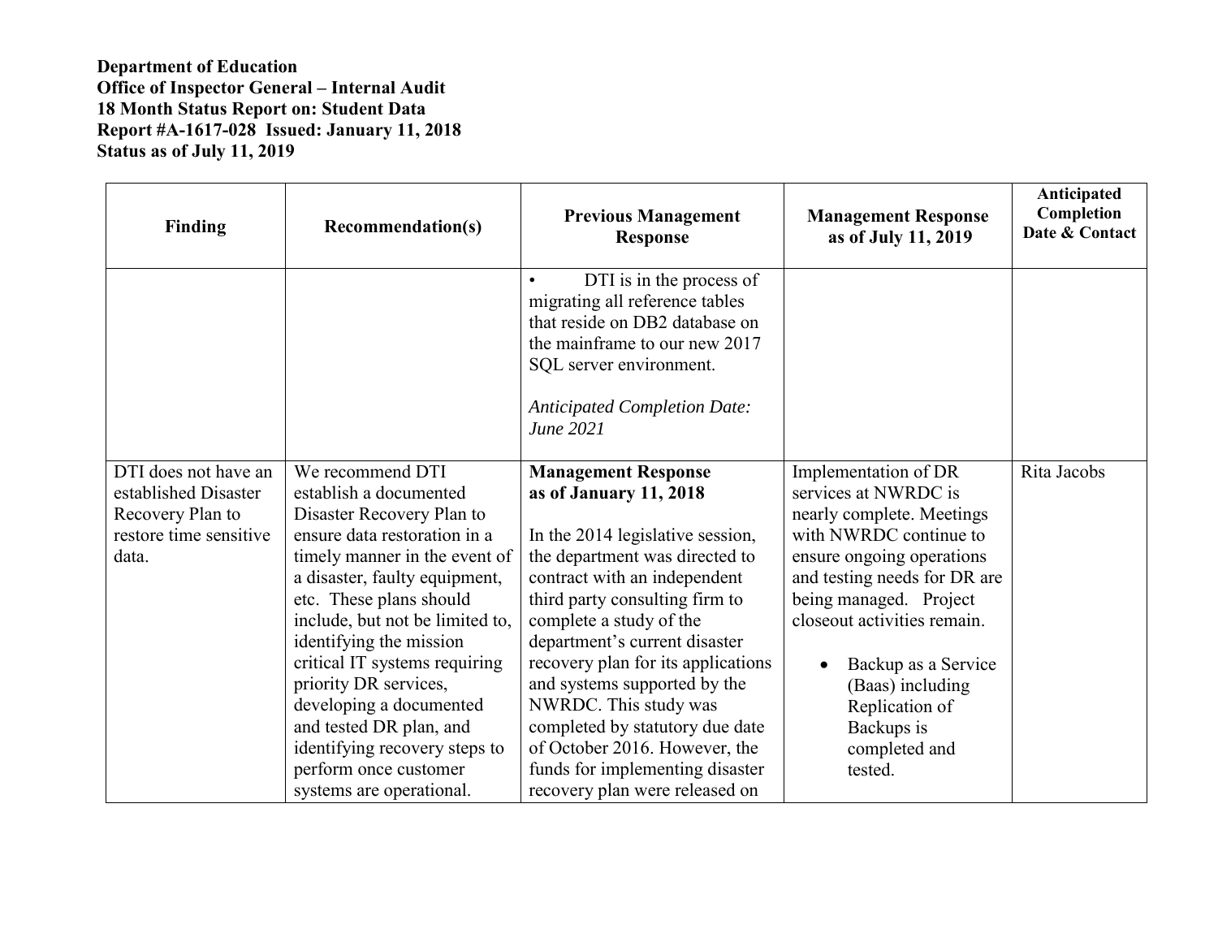**Department of Education**
**Office of Inspector General – Internal Audit**
**18 Month Status Report on: Student Data**
**Report #A-1617-028 Issued: January 11, 2018**
**Status as of July 11, 2019**

| Finding | Recommendation(s) | Previous Management Response | Management Response as of July 11, 2019 | Anticipated Completion Date & Contact |
|---|---|---|---|---|
| | | • DTI is in the process of migrating all reference tables that reside on DB2 database on the mainframe to our new 2017 SQL server environment.<br><br>*Anticipated Completion Date: June 2021* | | |
| DTI does not have an established Disaster Recovery Plan to restore time sensitive data. | We recommend DTI establish a documented Disaster Recovery Plan to ensure data restoration in a timely manner in the event of a disaster, faulty equipment, etc. These plans should include, but not be limited to, identifying the mission critical IT systems requiring priority DR services, developing a documented and tested DR plan, and identifying recovery steps to perform once customer systems are operational. | **Management Response as of January 11, 2018**<br><br>In the 2014 legislative session, the department was directed to contract with an independent third party consulting firm to complete a study of the department's current disaster recovery plan for its applications and systems supported by the NWRDC. This study was completed by statutory due date of October 2016. However, the funds for implementing disaster recovery plan were released on | Implementation of DR services at NWRDC is nearly complete. Meetings with NWRDC continue to ensure ongoing operations and testing needs for DR are being managed. Project closeout activities remain.<br><br>• Backup as a Service (Baas) including Replication of Backups is completed and tested. | Rita Jacobs |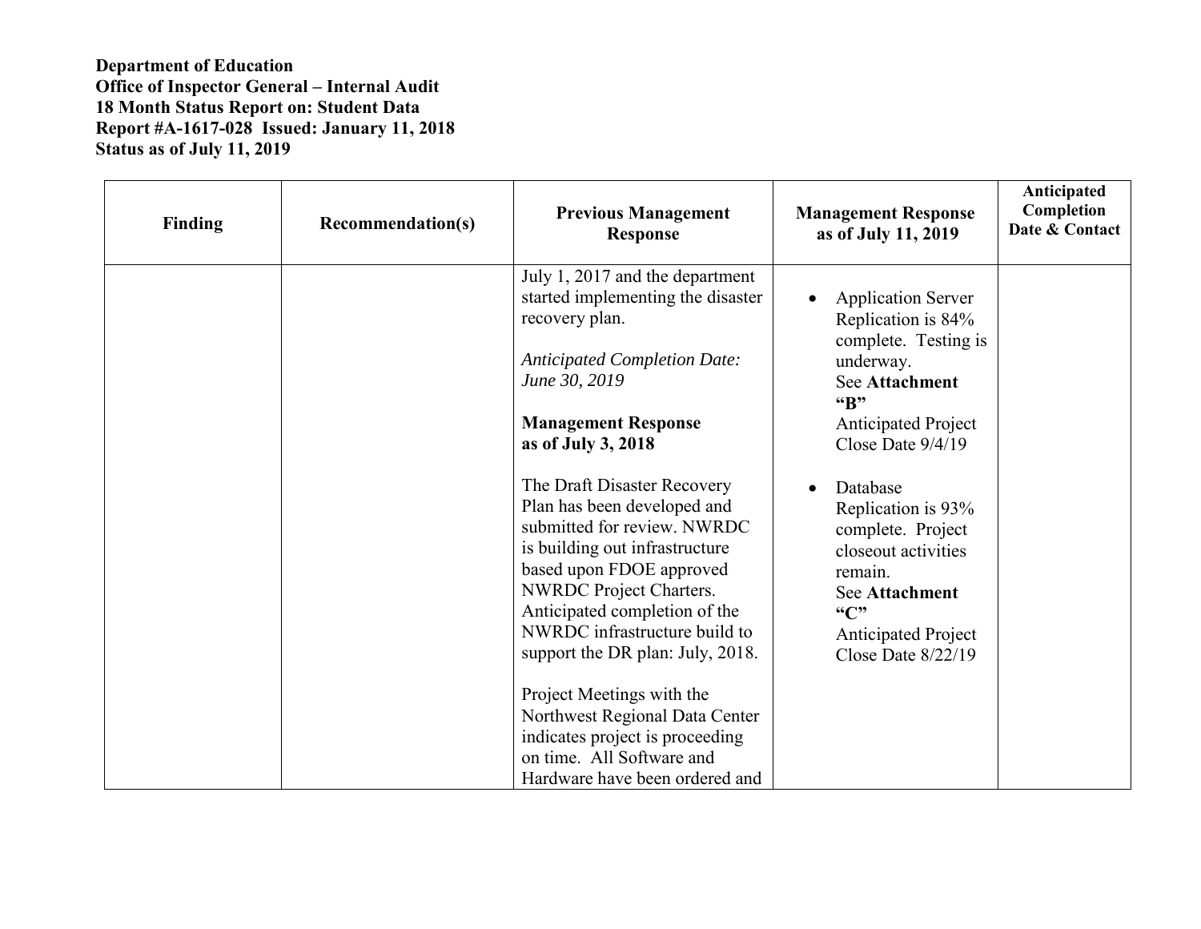**Department of Education**
**Office of Inspector General – Internal Audit**
**18 Month Status Report on: Student Data**
**Report #A-1617-028 Issued: January 11, 2018**
**Status as of July 11, 2019**

| Finding | Recommendation(s) | Previous Management Response | Management Response as of July 11, 2019 | Anticipated Completion Date & Contact |
|---|---|---|---|---|
| | | July 1, 2017 and the department started implementing the disaster recovery plan.<br><br>*Anticipated Completion Date: June 30, 2019*<br><br>**Management Response as of July 3, 2018**<br><br>The Draft Disaster Recovery Plan has been developed and submitted for review. NWRDC is building out infrastructure based upon FDOE approved NWRDC Project Charters. Anticipated completion of the NWRDC infrastructure build to support the DR plan: July, 2018.<br><br>Project Meetings with the Northwest Regional Data Center indicates project is proceeding on time. All Software and Hardware have been ordered and | • Application Server Replication is 84% complete. Testing is underway. See **Attachment "B"** Anticipated Project Close Date 9/4/19<br><br>• Database Replication is 93% complete. Project closeout activities remain. See **Attachment "C"** Anticipated Project Close Date 8/22/19 | |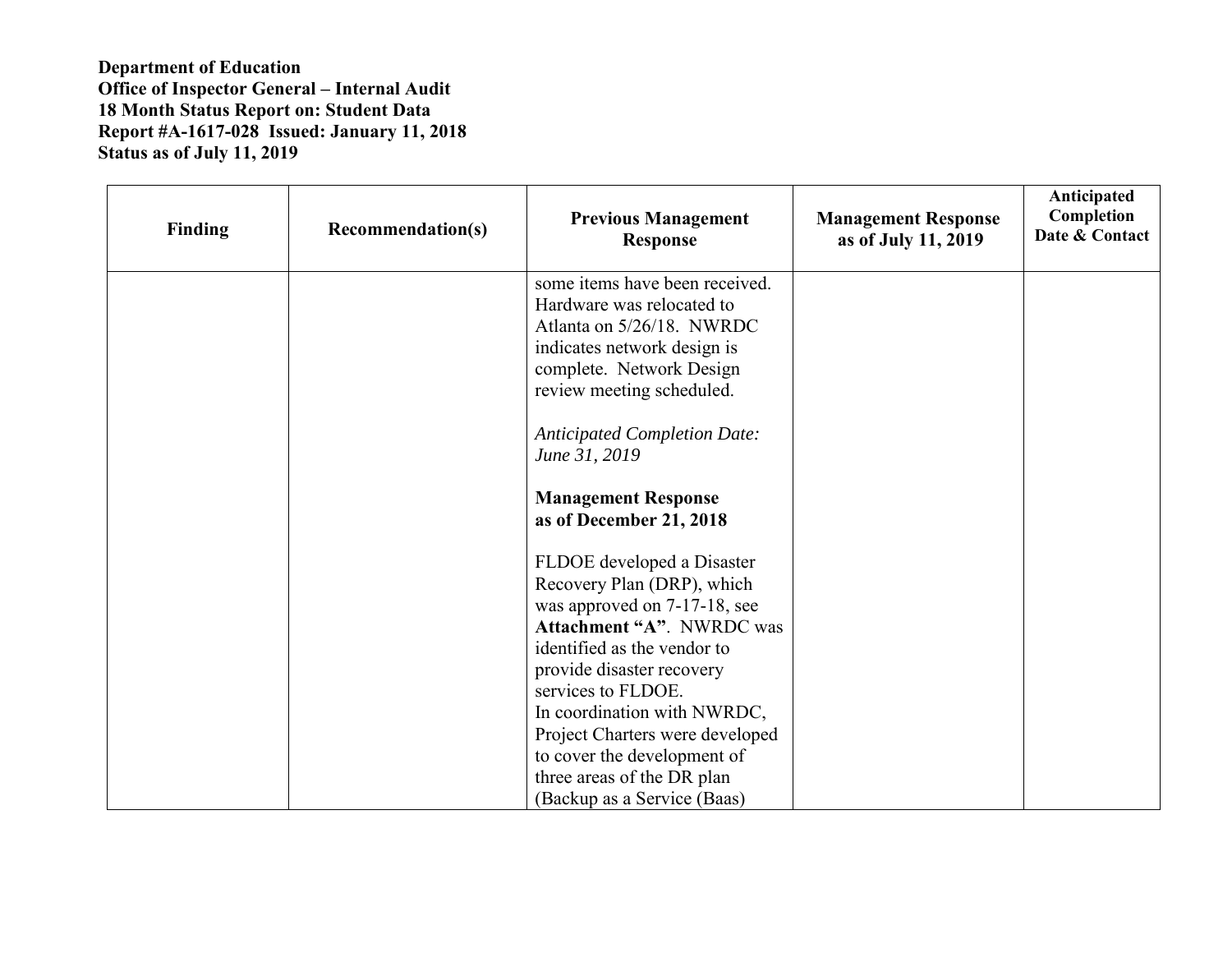**Department of Education**
**Office of Inspector General – Internal Audit**
**18 Month Status Report on: Student Data**
**Report #A-1617-028 Issued: January 11, 2018**
**Status as of July 11, 2019**

| Finding | Recommendation(s) | Previous Management Response | Management Response as of July 11, 2019 | Anticipated Completion Date & Contact |
|---|---|---|---|---|
| | | some items have been received. Hardware was relocated to Atlanta on 5/26/18. NWRDC indicates network design is complete. Network Design review meeting scheduled.<br><br>*Anticipated Completion Date: June 31, 2019*<br><br>**Management Response as of December 21, 2018**<br><br>FLDOE developed a Disaster Recovery Plan (DRP), which was approved on 7-17-18, see **Attachment "A"**. NWRDC was identified as the vendor to provide disaster recovery services to FLDOE.<br>In coordination with NWRDC, Project Charters were developed to cover the development of three areas of the DR plan (Backup as a Service (Baas) | | |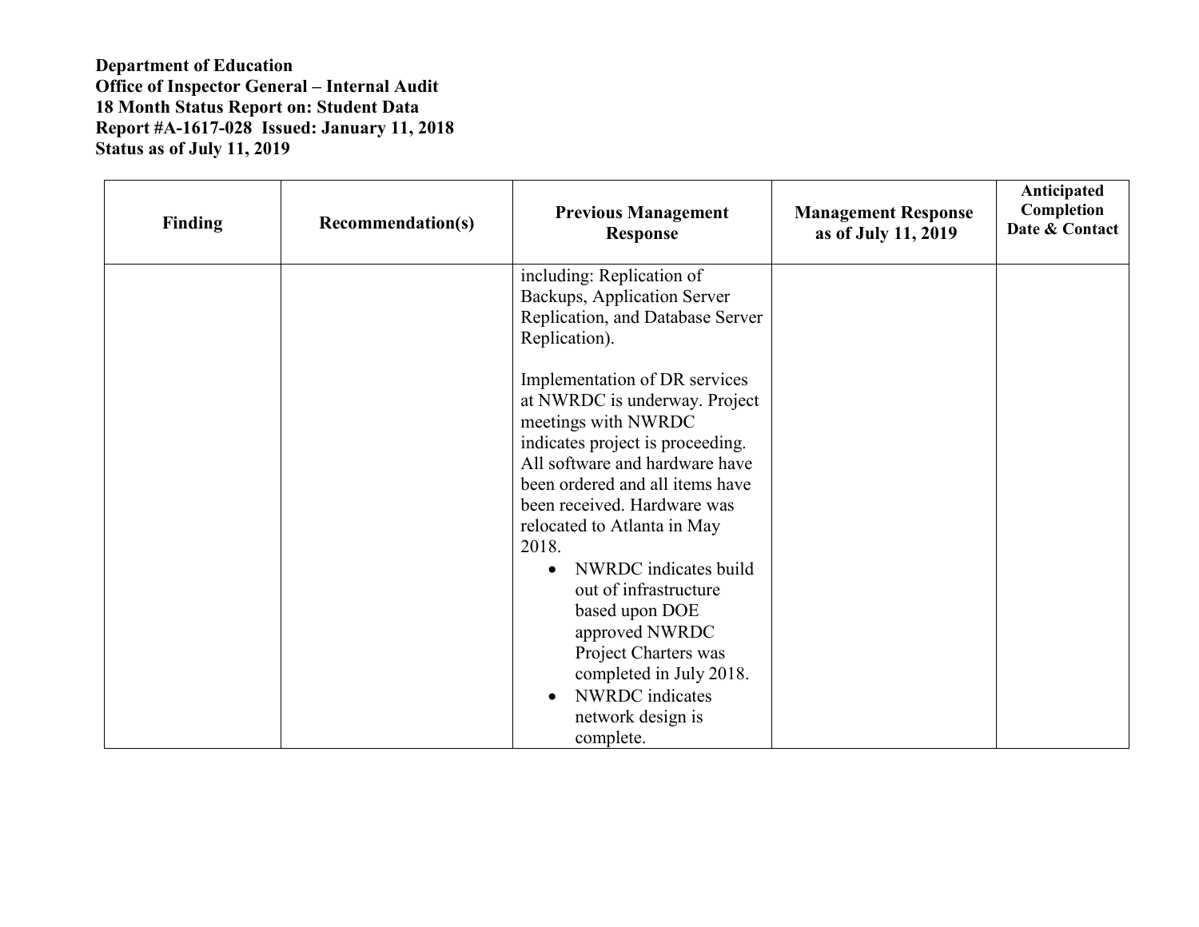**Department of Education**
**Office of Inspector General – Internal Audit**
**18 Month Status Report on: Student Data**
**Report #A-1617-028 Issued: January 11, 2018**
**Status as of July 11, 2019**

| Finding | Recommendation(s) | Previous Management Response | Management Response as of July 11, 2019 | Anticipated Completion Date & Contact |
|---|---|---|---|---|
| | | including: Replication of Backups, Application Server Replication, and Database Server Replication).<br><br>Implementation of DR services at NWRDC is underway. Project meetings with NWRDC indicates project is proceeding. All software and hardware have been ordered and all items have been received. Hardware was relocated to Atlanta in May 2018.<br>• NWRDC indicates build out of infrastructure based upon DOE approved NWRDC Project Charters was completed in July 2018.<br>• NWRDC indicates network design is complete. | | |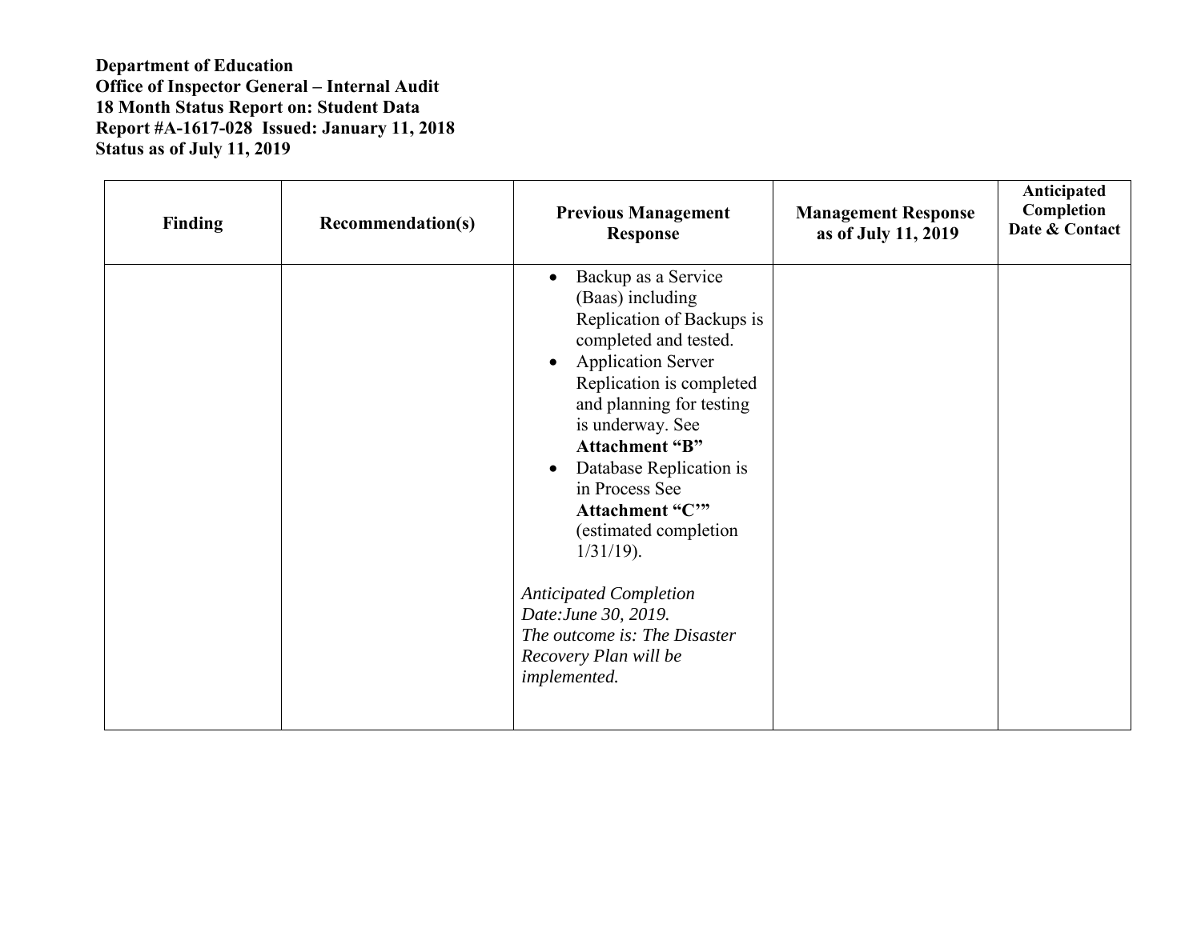**Department of Education**
**Office of Inspector General – Internal Audit**
**18 Month Status Report on: Student Data**
**Report #A-1617-028 Issued: January 11, 2018**
**Status as of July 11, 2019**

| Finding | Recommendation(s) | Previous Management Response | Management Response as of July 11, 2019 | Anticipated Completion Date & Contact |
|---|---|---|---|---|
| | | • Backup as a Service (Baas) including Replication of Backups is completed and tested.<br>• Application Server Replication is completed and planning for testing is underway. See **Attachment "B"**<br>• Database Replication is in Process See **Attachment "C'"** (estimated completion 1/31/19).<br><br>*Anticipated Completion Date:June 30, 2019.*<br>*The outcome is: The Disaster Recovery Plan will be implemented.* | | |